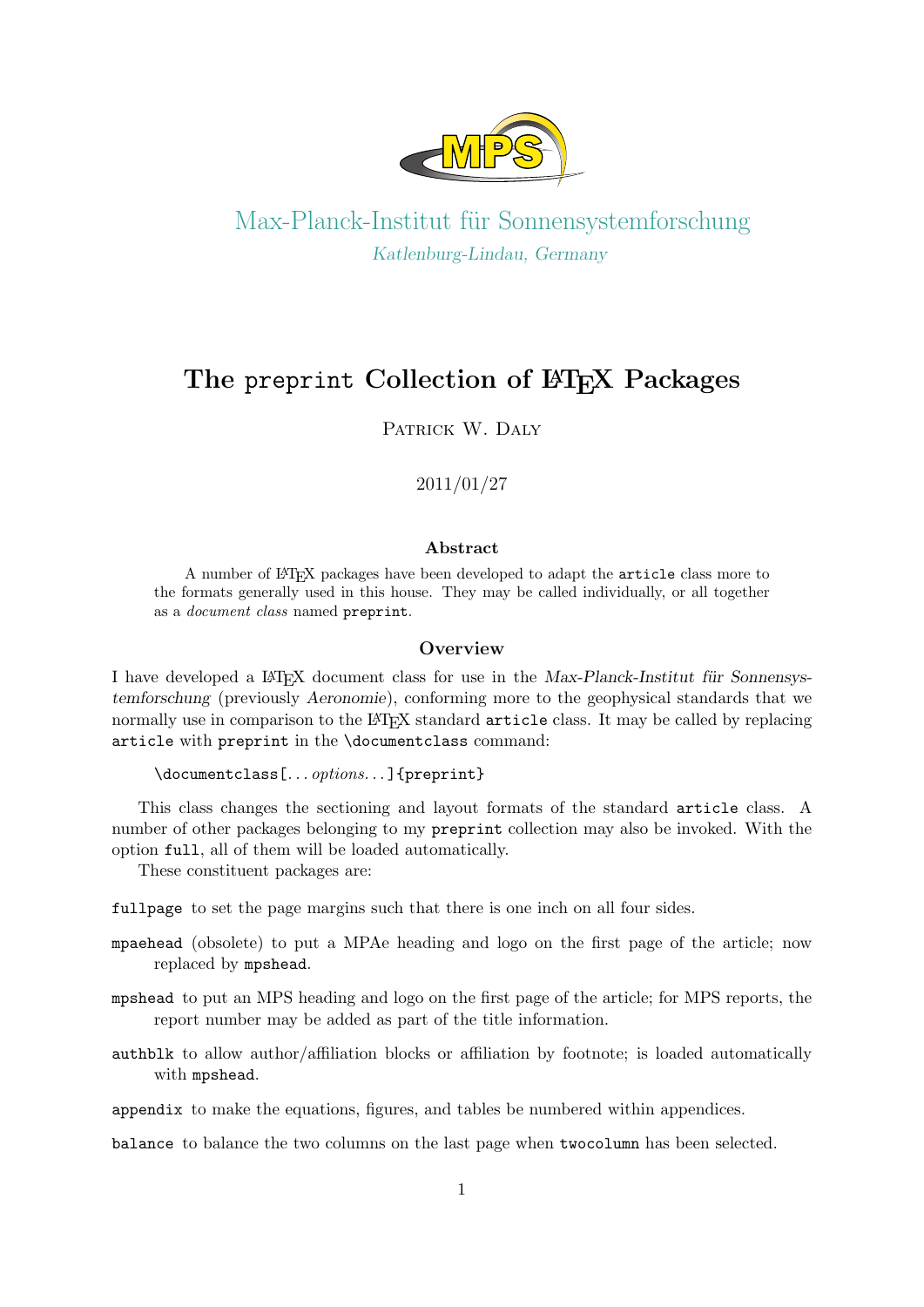Max-Planck-Institut für Sonnensystemforschung

*Katlenburg-Lindau, Germany*

# The preprint Collection of LaTeX Packages

Patrick W. Daly

2011/01/27

### Abstract

A number of LaTeX packages have been developed to adapt the `article` class more to the formats generally used in this house. They may be called individually, or all together as a *document class* named `preprint`.

### Overview

I have developed a LaTeX document class for use in the *Max-Planck-Institut für Sonnensystemforschung* (previously *Aeronomie*), conforming more to the geophysical standards that we normally use in comparison to the LaTeX standard `article` class. It may be called by replacing `article` with `preprint` in the `\documentclass` command:

```
\documentclass[...options...]{preprint}
```

This class changes the sectioning and layout formats of the standard `article` class. A number of other packages belonging to my `preprint` collection may also be invoked. With the option `full`, all of them will be loaded automatically.

These constituent packages are:

`fullpage` to set the page margins such that there is one inch on all four sides.

`mpaehead` (obsolete) to put a MPAe heading and logo on the first page of the article; now replaced by `mpshead`.

`mpshead` to put an MPS heading and logo on the first page of the article; for MPS reports, the report number may be added as part of the title information.

`authblk` to allow author/affiliation blocks or affiliation by footnote; is loaded automatically with `mpshead`.

`appendix` to make the equations, figures, and tables be numbered within appendices.

`balance` to balance the two columns on the last page when `twocolumn` has been selected.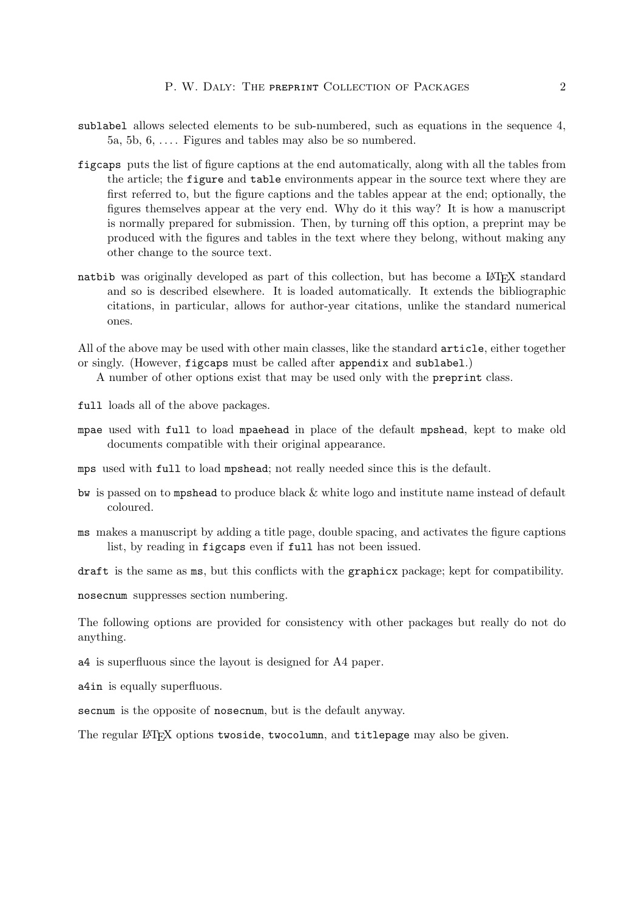`sublabel` allows selected elements to be sub-numbered, such as equations in the sequence 4, 5a, 5b, 6, .... Figures and tables may also be so numbered.

`figcaps` puts the list of figure captions at the end automatically, along with all the tables from the article; the `figure` and `table` environments appear in the source text where they are first referred to, but the figure captions and the tables appear at the end; optionally, the figures themselves appear at the very end. Why do it this way? It is how a manuscript is normally prepared for submission. Then, by turning off this option, a preprint may be produced with the figures and tables in the text where they belong, without making any other change to the source text.

`natbib` was originally developed as part of this collection, but has become a LaTeX standard and so is described elsewhere. It is loaded automatically. It extends the bibliographic citations, in particular, allows for author-year citations, unlike the standard numerical ones.

All of the above may be used with other main classes, like the standard `article`, either together or singly. (However, `figcaps` must be called after `appendix` and `sublabel`.)

A number of other options exist that may be used only with the `preprint` class.

`full` loads all of the above packages.

`mpae` used with `full` to load `mpaehead` in place of the default `mpshead`, kept to make old documents compatible with their original appearance.

`mps` used with `full` to load `mpshead`; not really needed since this is the default.

`bw` is passed on to `mpshead` to produce black & white logo and institute name instead of default coloured.

`ms` makes a manuscript by adding a title page, double spacing, and activates the figure captions list, by reading in `figcaps` even if `full` has not been issued.

`draft` is the same as `ms`, but this conflicts with the `graphicx` package; kept for compatibility.

`nosecnum` suppresses section numbering.

The following options are provided for consistency with other packages but really do not do anything.

`a4` is superfluous since the layout is designed for A4 paper.

`a4in` is equally superfluous.

`secnum` is the opposite of `nosecnum`, but is the default anyway.

The regular LaTeX options `twoside`, `twocolumn`, and `titlepage` may also be given.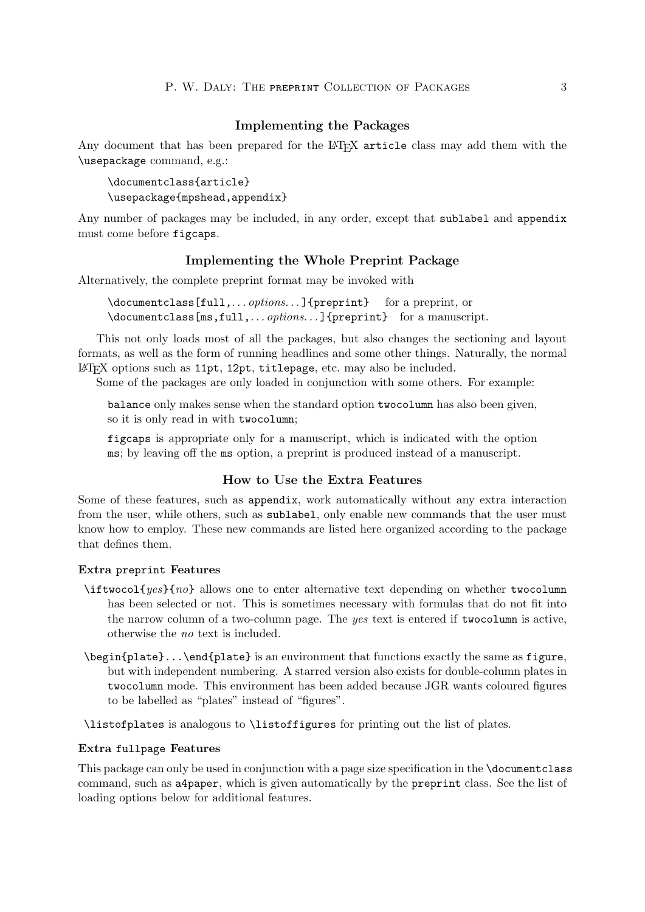## Implementing the Packages

Any document that has been prepared for the LaTeX `article` class may add them with the `\usepackage` command, e.g.:

```
\documentclass{article}
\usepackage{mpshead,appendix}
```

Any number of packages may be included, in any order, except that `sublabel` and `appendix` must come before `figcaps`.

## Implementing the Whole Preprint Package

Alternatively, the complete preprint format may be invoked with

`\documentclass[full,...`*options*`...]{preprint}` for a preprint, or
`\documentclass[ms,full,...`*options*`...]{preprint}` for a manuscript.

This not only loads most of all the packages, but also changes the sectioning and layout formats, as well as the form of running headlines and some other things. Naturally, the normal LaTeX options such as `11pt`, `12pt`, `titlepage`, etc. may also be included.

Some of the packages are only loaded in conjunction with some others. For example:

`balance` only makes sense when the standard option `twocolumn` has also been given, so it is only read in with `twocolumn`;

`figcaps` is appropriate only for a manuscript, which is indicated with the option `ms`; by leaving off the `ms` option, a preprint is produced instead of a manuscript.

## How to Use the Extra Features

Some of these features, such as `appendix`, work automatically without any extra interaction from the user, while others, such as `sublabel`, only enable new commands that the user must know how to employ. These new commands are listed here organized according to the package that defines them.

### Extra `preprint` Features

`\iftwocol{`*yes*`}{`*no*`}` allows one to enter alternative text depending on whether `twocolumn` has been selected or not. This is sometimes necessary with formulas that do not fit into the narrow column of a two-column page. The *yes* text is entered if `twocolumn` is active, otherwise the *no* text is included.

`\begin{plate}...\end{plate}` is an environment that functions exactly the same as `figure`, but with independent numbering. A starred version also exists for double-column plates in `twocolumn` mode. This environment has been added because JGR wants coloured figures to be labelled as "plates" instead of "figures".

`\listofplates` is analogous to `\listoffigures` for printing out the list of plates.

### Extra `fullpage` Features

This package can only be used in conjunction with a page size specification in the `\documentclass` command, such as `a4paper`, which is given automatically by the `preprint` class. See the list of loading options below for additional features.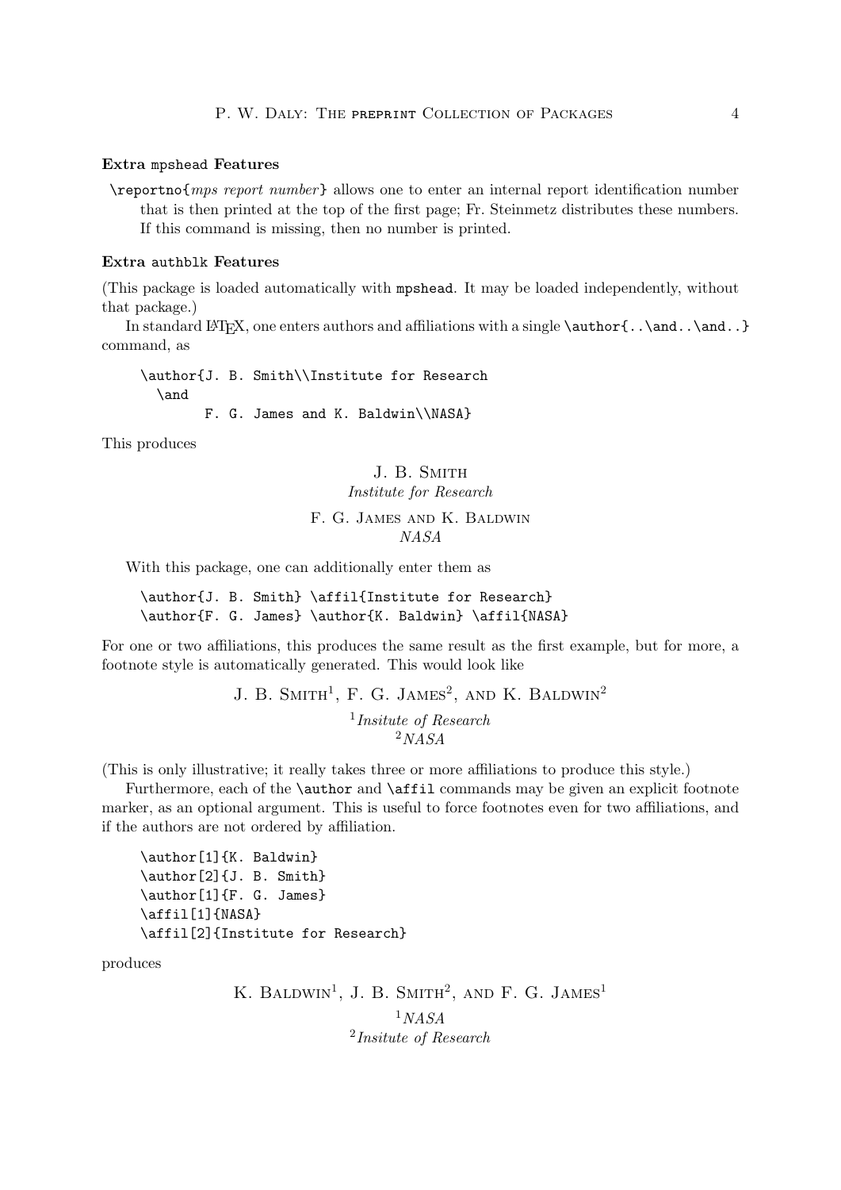### Extra `mpshead` Features

`\reportno{`*mps report number*`}` allows one to enter an internal report identification number that is then printed at the top of the first page; Fr. Steinmetz distributes these numbers. If this command is missing, then no number is printed.

### Extra `authblk` Features

(This package is loaded automatically with `mpshead`. It may be loaded independently, without that package.)

In standard LaTeX, one enters authors and affiliations with a single `\author{..\and..\and..}` command, as

```
\author{J. B. Smith\\Institute for Research
  \and
       F. G. James and K. Baldwin\\NASA}
```

This produces

J. B. Smith
*Institute for Research*

F. G. James and K. Baldwin
*NASA*

With this package, one can additionally enter them as

```
\author{J. B. Smith} \affil{Institute for Research}
\author{F. G. James} \author{K. Baldwin} \affil{NASA}
```

For one or two affiliations, this produces the same result as the first example, but for more, a footnote style is automatically generated. This would look like

J. B. Smith[1], F. G. James[2], and K. Baldwin[2]

[1]*Insitute of Research*
[2]*NASA*

(This is only illustrative; it really takes three or more affiliations to produce this style.)

Furthermore, each of the `\author` and `\affil` commands may be given an explicit footnote marker, as an optional argument. This is useful to force footnotes even for two affiliations, and if the authors are not ordered by affiliation.

```
\author[1]{K. Baldwin}
\author[2]{J. B. Smith}
\author[1]{F. G. James}
\affil[1]{NASA}
\affil[2]{Institute for Research}
```

produces

K. Baldwin[1], J. B. Smith[2], and F. G. James[1]

[1]*NASA*
[2]*Insitute of Research*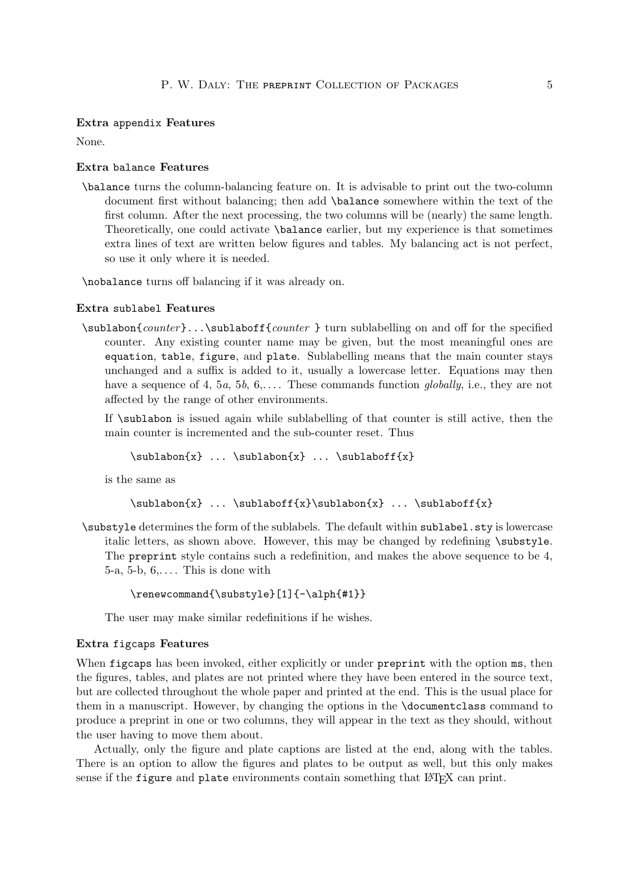**Extra `appendix` Features**

None.

**Extra `balance` Features**

`\balance` turns the column-balancing feature on. It is advisable to print out the two-column document first without balancing; then add `\balance` somewhere within the text of the first column. After the next processing, the two columns will be (nearly) the same length. Theoretically, one could activate `\balance` earlier, but my experience is that sometimes extra lines of text are written below figures and tables. My balancing act is not perfect, so use it only where it is needed.

`\nobalance` turns off balancing if it was already on.

**Extra `sublabel` Features**

`\sublabon{`*counter*`}...\sublaboff{`*counter* `}` turn sublabelling on and off for the specified counter. Any existing counter name may be given, but the most meaningful ones are `equation`, `table`, `figure`, and `plate`. Sublabelling means that the main counter stays unchanged and a suffix is added to it, usually a lowercase letter. Equations may then have a sequence of 4, 5*a*, 5*b*, 6,.... These commands function *globally*, i.e., they are not affected by the range of other environments.

If `\sublabon` is issued again while sublabelling of that counter is still active, then the main counter is incremented and the sub-counter reset. Thus

```
\sublabon{x} ... \sublabon{x} ... \sublaboff{x}
```

is the same as

```
\sublabon{x} ... \sublaboff{x}\sublabon{x} ... \sublaboff{x}
```

`\substyle` determines the form of the sublabels. The default within `sublabel.sty` is lowercase italic letters, as shown above. However, this may be changed by redefining `\substyle`. The `preprint` style contains such a redefinition, and makes the above sequence to be 4, 5-a, 5-b, 6,.... This is done with

```
\renewcommand{\substyle}[1]{-\alph{#1}}
```

The user may make similar redefinitions if he wishes.

**Extra `figcaps` Features**

When `figcaps` has been invoked, either explicitly or under `preprint` with the option `ms`, then the figures, tables, and plates are not printed where they have been entered in the source text, but are collected throughout the whole paper and printed at the end. This is the usual place for them in a manuscript. However, by changing the options in the `\documentclass` command to produce a preprint in one or two columns, they will appear in the text as they should, without the user having to move them about.

Actually, only the figure and plate captions are listed at the end, along with the tables. There is an option to allow the figures and plates to be output as well, but this only makes sense if the `figure` and `plate` environments contain something that LaTeX can print.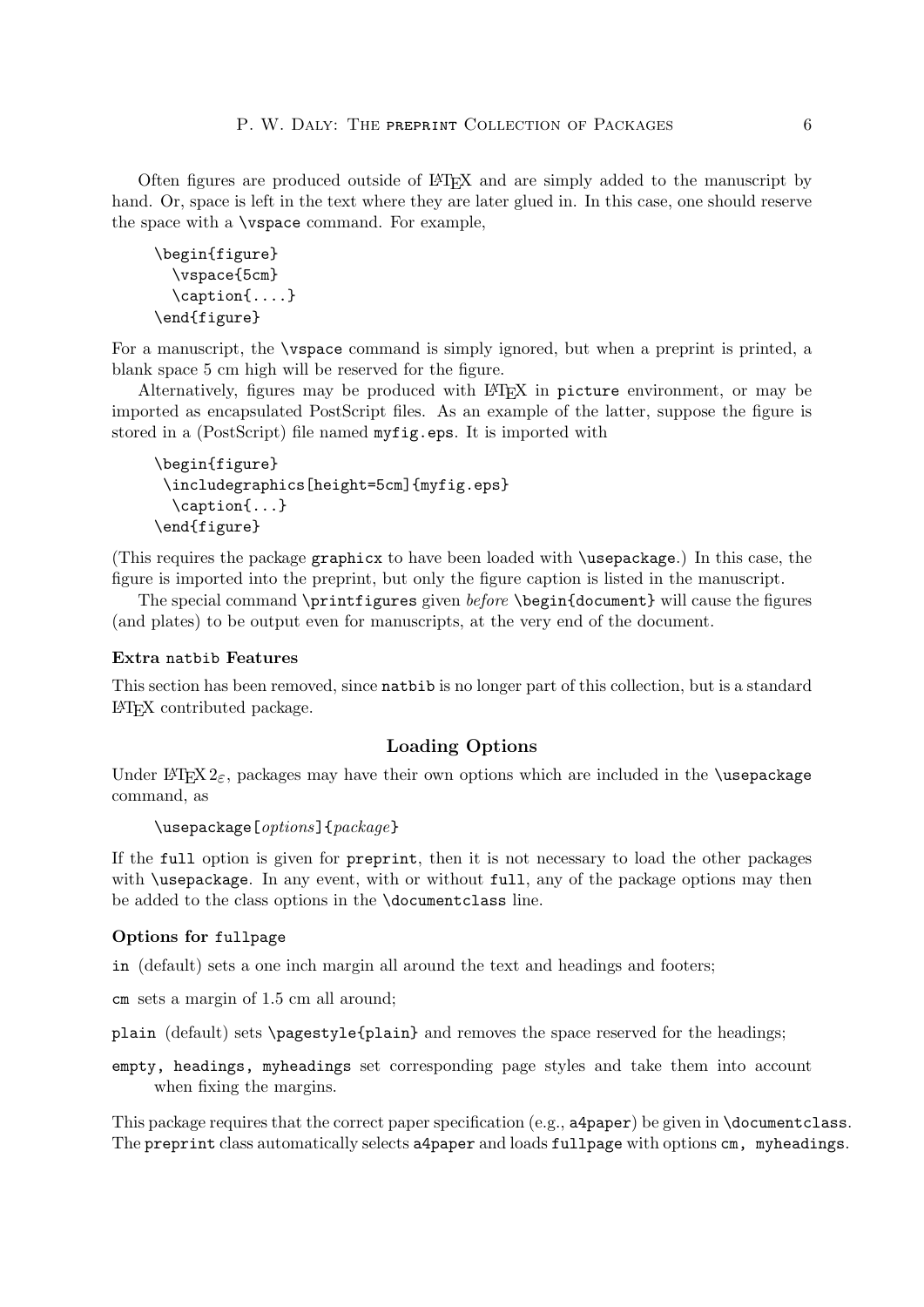Often figures are produced outside of LaTeX and are simply added to the manuscript by hand. Or, space is left in the text where they are later glued in. In this case, one should reserve the space with a `\vspace` command. For example,

```
\begin{figure}
  \vspace{5cm}
  \caption{....}
\end{figure}
```

For a manuscript, the `\vspace` command is simply ignored, but when a preprint is printed, a blank space 5 cm high will be reserved for the figure.

Alternatively, figures may be produced with LaTeX in `picture` environment, or may be imported as encapsulated PostScript files. As an example of the latter, suppose the figure is stored in a (PostScript) file named `myfig.eps`. It is imported with

```
\begin{figure}
 \includegraphics[height=5cm]{myfig.eps}
  \caption{...}
\end{figure}
```

(This requires the package `graphicx` to have been loaded with `\usepackage`.) In this case, the figure is imported into the preprint, but only the figure caption is listed in the manuscript.

The special command `\printfigures` given *before* `\begin{document}` will cause the figures (and plates) to be output even for manuscripts, at the very end of the document.

#### Extra `natbib` Features

This section has been removed, since `natbib` is no longer part of this collection, but is a standard LaTeX contributed package.

## Loading Options

Under LaTeX $2_\varepsilon$, packages may have their own options which are included in the `\usepackage` command, as

`\usepackage[`*options*`]{`*package*`}`

If the `full` option is given for `preprint`, then it is not necessary to load the other packages with `\usepackage`. In any event, with or without `full`, any of the package options may then be added to the class options in the `\documentclass` line.

#### Options for `fullpage`

`in` (default) sets a one inch margin all around the text and headings and footers;

`cm` sets a margin of 1.5 cm all around;

`plain` (default) sets `\pagestyle{plain}` and removes the space reserved for the headings;

`empty, headings, myheadings` set corresponding page styles and take them into account when fixing the margins.

This package requires that the correct paper specification (e.g., `a4paper`) be given in `\documentclass`. The `preprint` class automatically selects `a4paper` and loads `fullpage` with options `cm, myheadings`.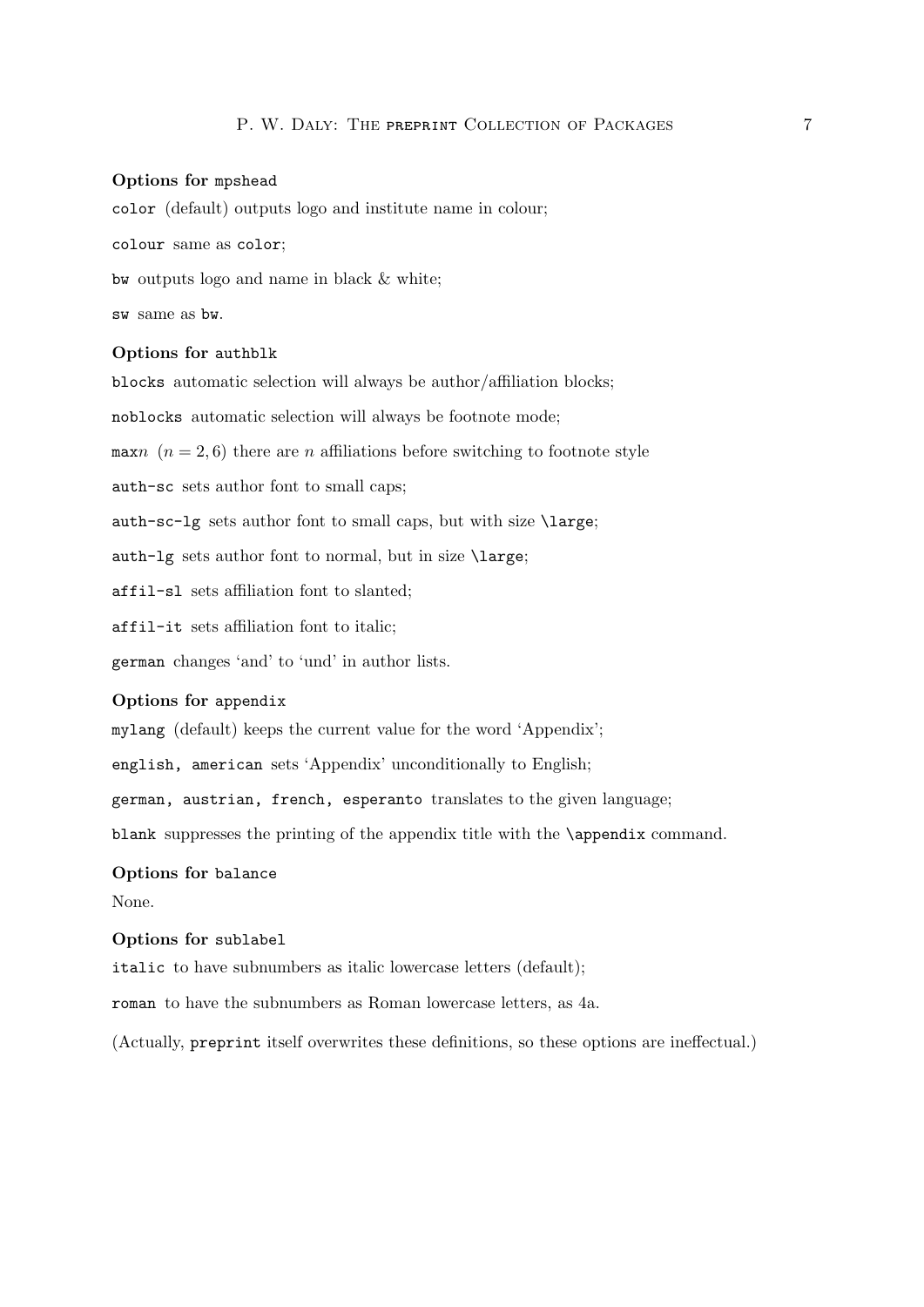**Options for `mpshead`**

`color` (default) outputs logo and institute name in colour;

`colour` same as `color`;

`bw` outputs logo and name in black & white;

`sw` same as `bw`.

**Options for `authblk`**

`blocks` automatic selection will always be author/affiliation blocks;

`noblocks` automatic selection will always be footnote mode;

`max`$n$ $(n = 2, 6)$ there are $n$ affiliations before switching to footnote style

`auth-sc` sets author font to small caps;

`auth-sc-lg` sets author font to small caps, but with size `\large`;

`auth-lg` sets author font to normal, but in size `\large`;

`affil-sl` sets affiliation font to slanted;

`affil-it` sets affiliation font to italic;

`german` changes 'and' to 'und' in author lists.

**Options for `appendix`**

`mylang` (default) keeps the current value for the word 'Appendix';

`english, american` sets 'Appendix' unconditionally to English;

`german, austrian, french, esperanto` translates to the given language;

`blank` suppresses the printing of the appendix title with the `\appendix` command.

**Options for `balance`**

None.

**Options for `sublabel`**

`italic` to have subnumbers as italic lowercase letters (default);

`roman` to have the subnumbers as Roman lowercase letters, as 4a.

(Actually, `preprint` itself overwrites these definitions, so these options are ineffectual.)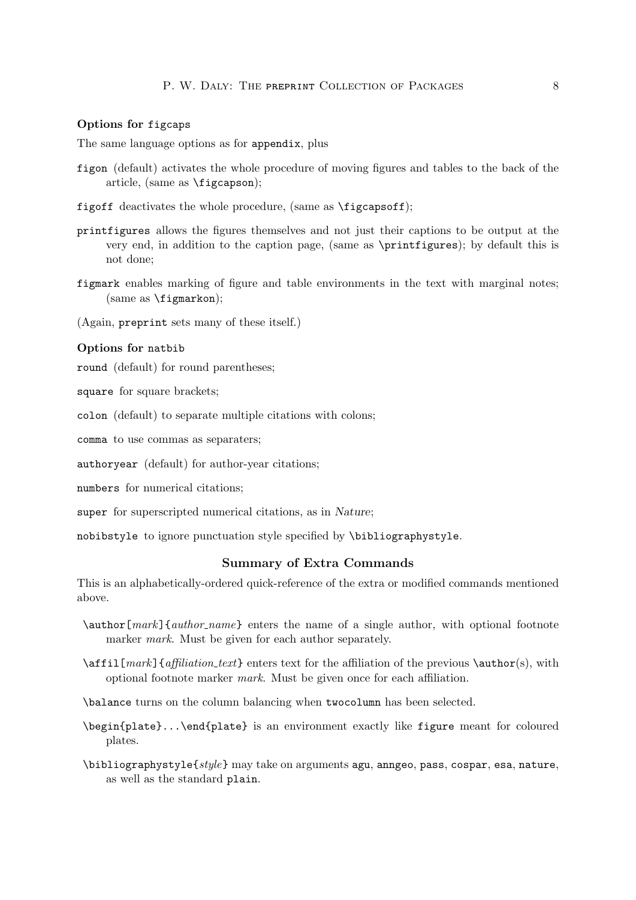**Options for `figcaps`**

The same language options as for `appendix`, plus

`figon` (default) activates the whole procedure of moving figures and tables to the back of the article, (same as `\figcapson`);

`figoff` deactivates the whole procedure, (same as `\figcapsoff`);

`printfigures` allows the figures themselves and not just their captions to be output at the very end, in addition to the caption page, (same as `\printfigures`); by default this is not done;

`figmark` enables marking of figure and table environments in the text with marginal notes; (same as `\figmarkon`);

(Again, `preprint` sets many of these itself.)

**Options for `natbib`**

`round` (default) for round parentheses;

`square` for square brackets;

`colon` (default) to separate multiple citations with colons;

`comma` to use commas as separaters;

`authoryear` (default) for author-year citations;

`numbers` for numerical citations;

`super` for superscripted numerical citations, as in *Nature*;

`nobibstyle` to ignore punctuation style specified by `\bibliographystyle`.

## Summary of Extra Commands

This is an alphabetically-ordered quick-reference of the extra or modified commands mentioned above.

`\author[`*mark*`]{`*author_name*`}` enters the name of a single author, with optional footnote marker *mark*. Must be given for each author separately.

`\affil[`*mark*`]{`*affiliation_text*`}` enters text for the affiliation of the previous `\author`(s), with optional footnote marker *mark*. Must be given once for each affiliation.

`\balance` turns on the column balancing when `twocolumn` has been selected.

`\begin{plate}...\end{plate}` is an environment exactly like `figure` meant for coloured plates.

`\bibliographystyle{`*style*`}` may take on arguments `agu`, `anngeo`, `pass`, `cospar`, `esa`, `nature`, as well as the standard `plain`.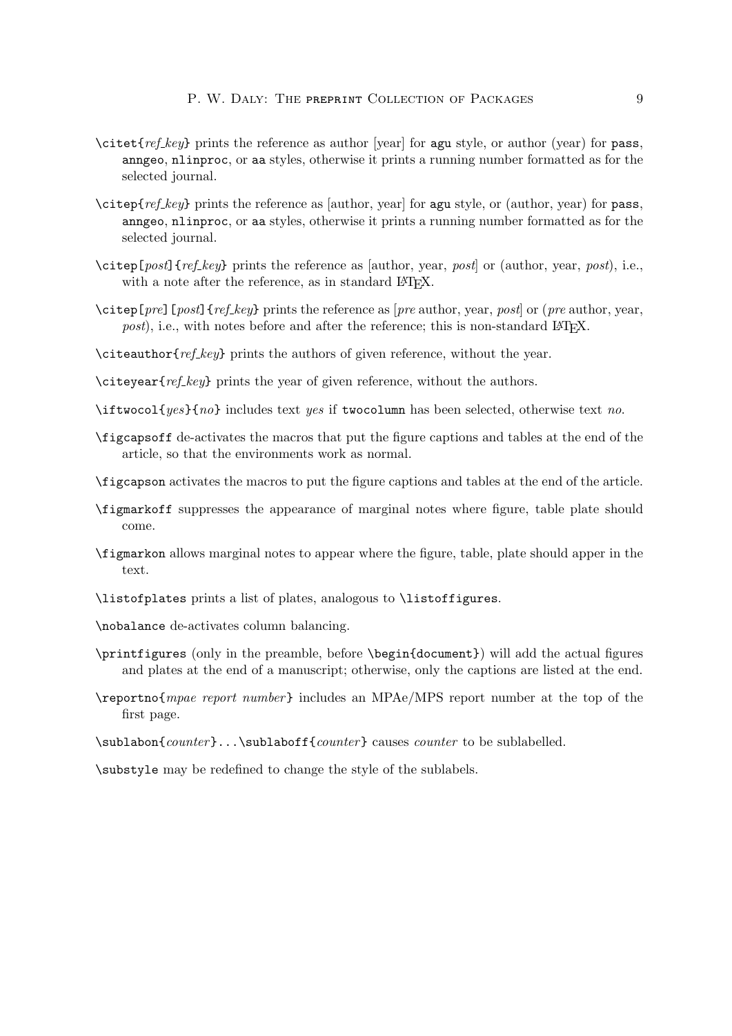`\citet{`*ref_key*`}` prints the reference as author [year] for `agu` style, or author (year) for `pass`, `anngeo`, `nlinproc`, or `aa` styles, otherwise it prints a running number formatted as for the selected journal.

`\citep{`*ref_key*`}` prints the reference as [author, year] for `agu` style, or (author, year) for `pass`, `anngeo`, `nlinproc`, or `aa` styles, otherwise it prints a running number formatted as for the selected journal.

`\citep[`*post*`]{`*ref_key*`}` prints the reference as [author, year, *post*] or (author, year, *post*), i.e., with a note after the reference, as in standard LaTeX.

`\citep[`*pre*`][`*post*`]{`*ref_key*`}` prints the reference as [*pre* author, year, *post*] or (*pre* author, year, *post*), i.e., with notes before and after the reference; this is non-standard LaTeX.

`\citeauthor{`*ref_key*`}` prints the authors of given reference, without the year.

`\citeyear{`*ref_key*`}` prints the year of given reference, without the authors.

`\iftwocol{`*yes*`}{`*no*`}` includes text *yes* if `twocolumn` has been selected, otherwise text *no*.

`\figcapsoff` de-activates the macros that put the figure captions and tables at the end of the article, so that the environments work as normal.

`\figcapson` activates the macros to put the figure captions and tables at the end of the article.

`\figmarkoff` suppresses the appearance of marginal notes where figure, table plate should come.

`\figmarkon` allows marginal notes to appear where the figure, table, plate should apper in the text.

`\listofplates` prints a list of plates, analogous to `\listoffigures`.

`\nobalance` de-activates column balancing.

`\printfigures` (only in the preamble, before `\begin{document}`) will add the actual figures and plates at the end of a manuscript; otherwise, only the captions are listed at the end.

`\reportno{`*mpae report number*`}` includes an MPAe/MPS report number at the top of the first page.

`\sublabon{`*counter*`}...\sublaboff{`*counter*`}` causes *counter* to be sublabelled.

`\substyle` may be redefined to change the style of the sublabels.